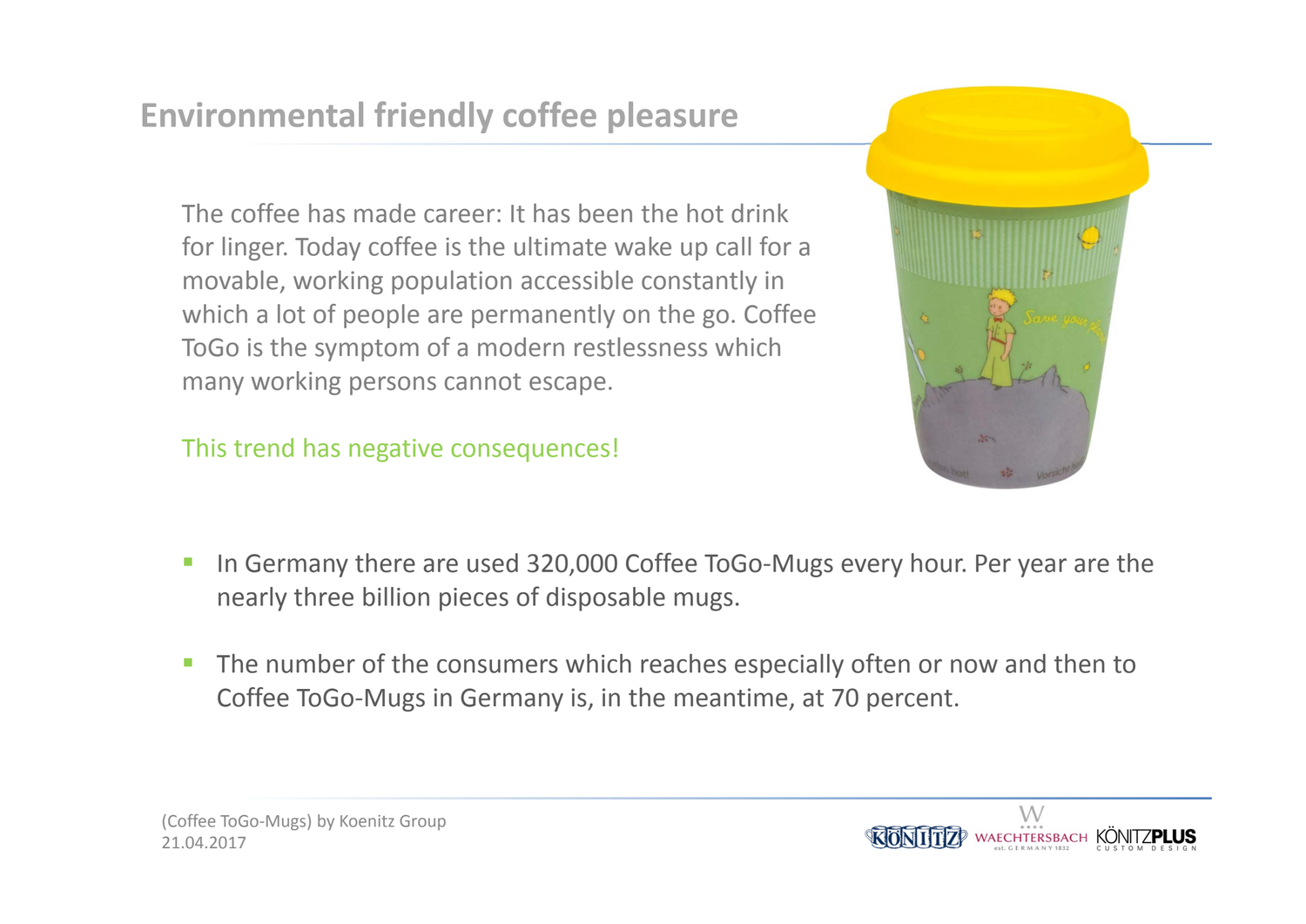# Environmental friendly coffee pleasure

The coffee has made career: It has been the hot drink for linger. Today coffee is the ultimate wake up call for a movable, working population accessible constantly in which a lot of people are permanently on the go. Coffee ToGo is the symptom of a modern restlessness which many working persons cannot escape.

This trend has negative consequences!

- In Germany there are used 320,000 Coffee ToGo-Mugs every hour. Per year are the nearly three billion pieces of disposable mugs.
- The number of the consumers which reaches especially often or now and then to Coffee ToGo-Mugs in Germany is, in the meantime, at 70 percent.

(Coffee ToGo-Mugs) by Koenitz Group
21.04.2017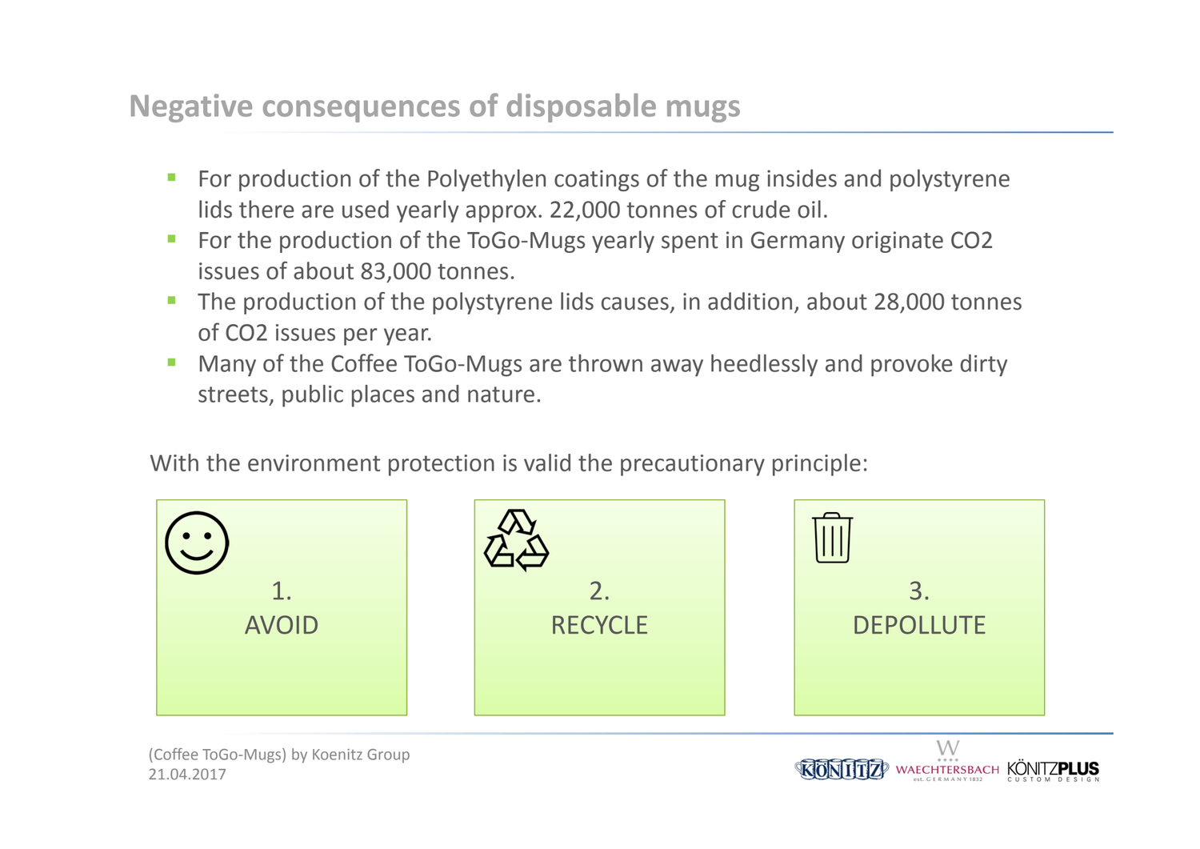## Negative consequences of disposable mugs

- For production of the Polyethylen coatings of the mug insides and polystyrene lids there are used yearly approx. 22,000 tonnes of crude oil.
- For the production of the ToGo-Mugs yearly spent in Germany originate $CO_2$ issues of about 83,000 tonnes.
- The production of the polystyrene lids causes, in addition, about 28,000 tonnes of $CO_2$ issues per year.
- Many of the Coffee ToGo-Mugs are thrown away heedlessly and provoke dirty streets, public places and nature.

With the environment protection is valid the precautionary principle:

1. AVOID
2. RECYCLE
3. DEPOLLUTE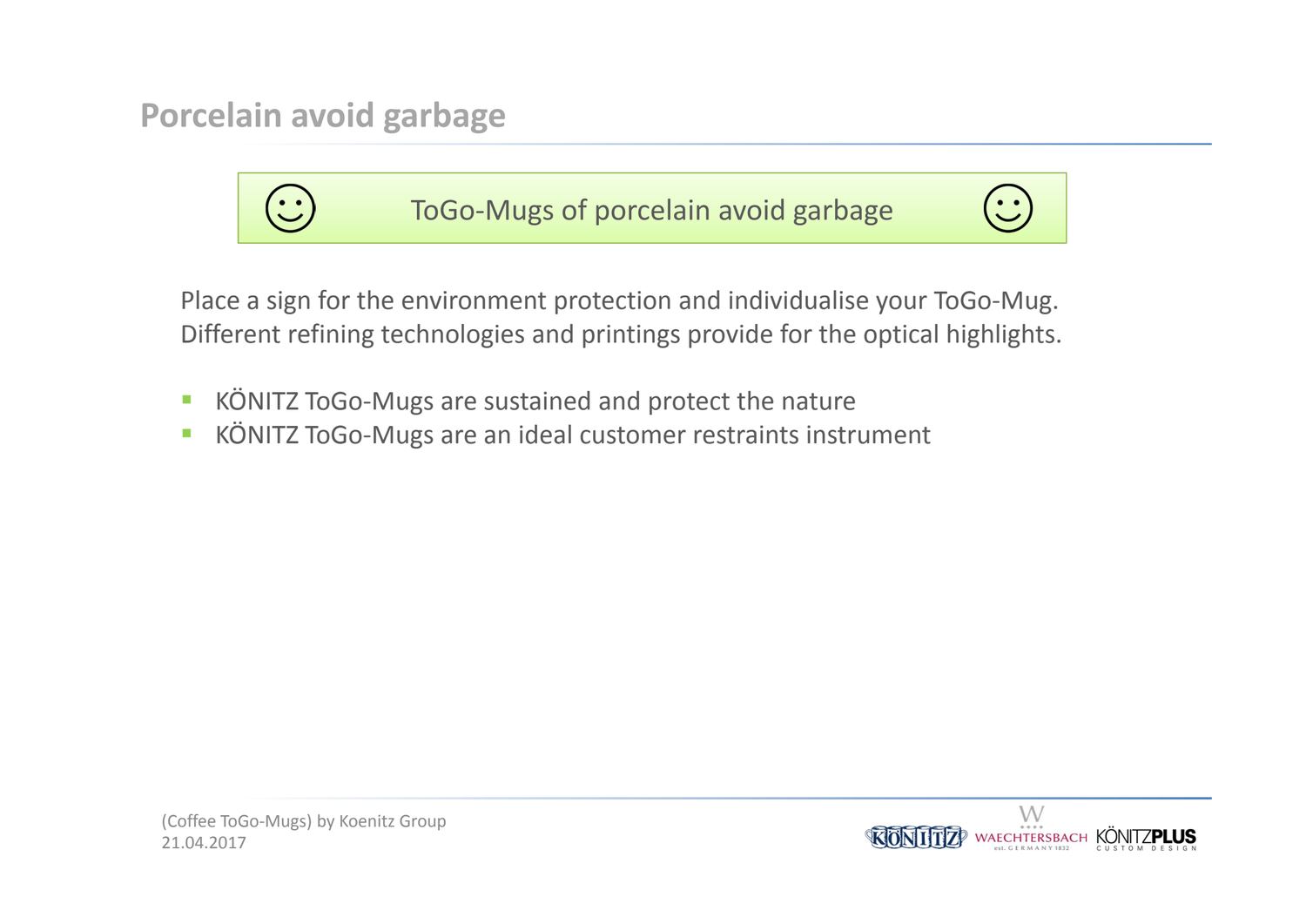# Porcelain avoid garbage

☺ ToGo-Mugs of porcelain avoid garbage ☺

Place a sign for the environment protection and individualise your ToGo-Mug. Different refining technologies and printings provide for the optical highlights.

- KÖNITZ ToGo-Mugs are sustained and protect the nature
- KÖNITZ ToGo-Mugs are an ideal customer restraints instrument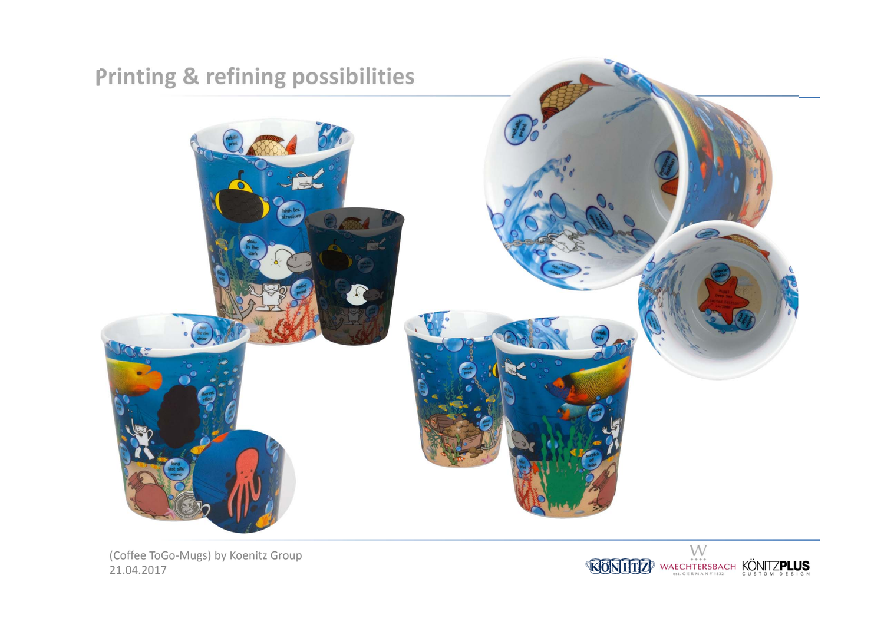# Printing & refining possibilities

(Coffee ToGo-Mugs) by Koenitz Group
21.04.2017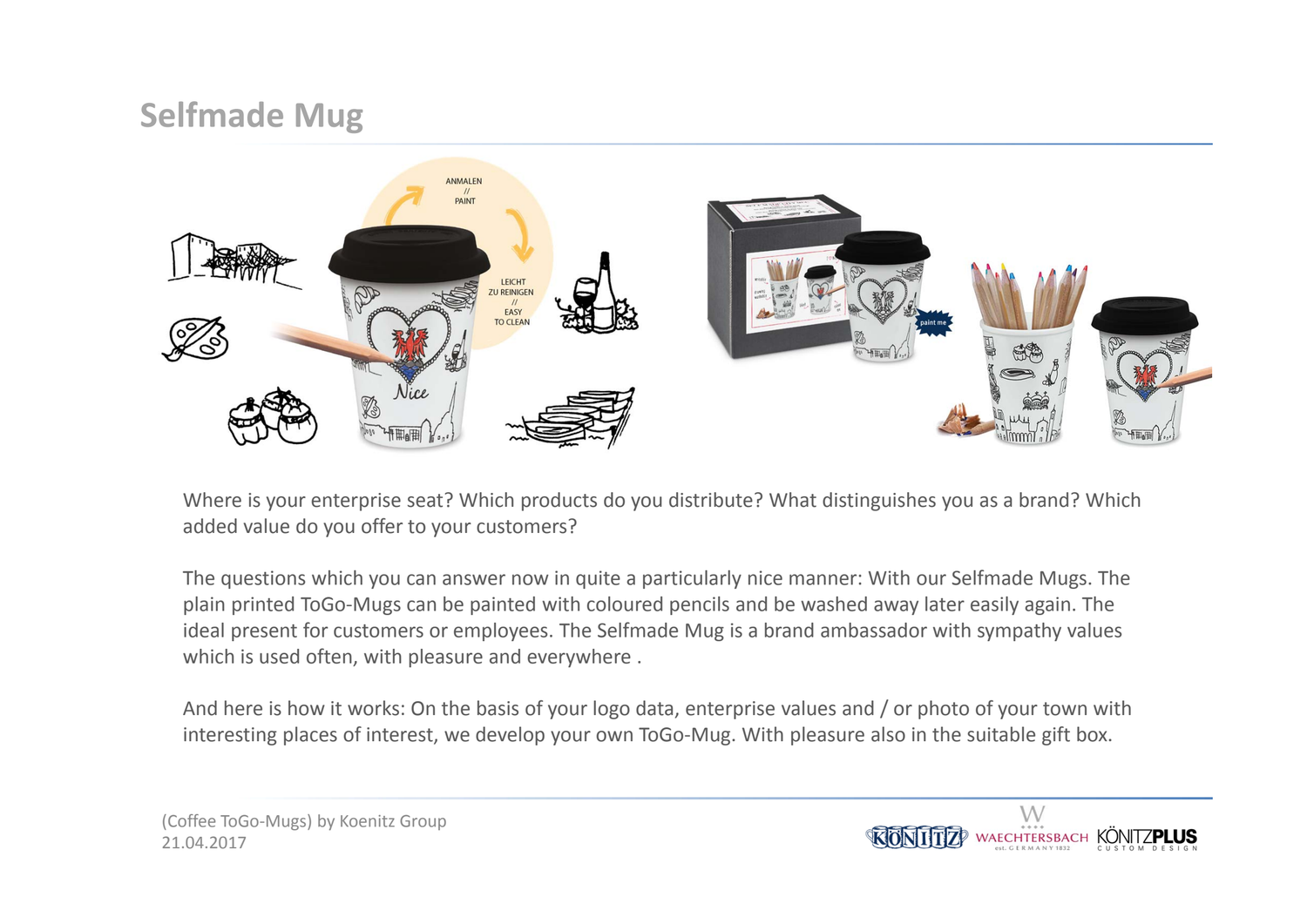# Selfmade Mug

Where is your enterprise seat? Which products do you distribute? What distinguishes you as a brand? Which added value do you offer to your customers?

The questions which you can answer now in quite a particularly nice manner: With our Selfmade Mugs. The plain printed ToGo-Mugs can be painted with coloured pencils and be washed away later easily again. The ideal present for customers or employees. The Selfmade Mug is a brand ambassador with sympathy values which is used often, with pleasure and everywhere .

And here is how it works: On the basis of your logo data, enterprise values and / or photo of your town with interesting places of interest, we develop your own ToGo-Mug. With pleasure also in the suitable gift box.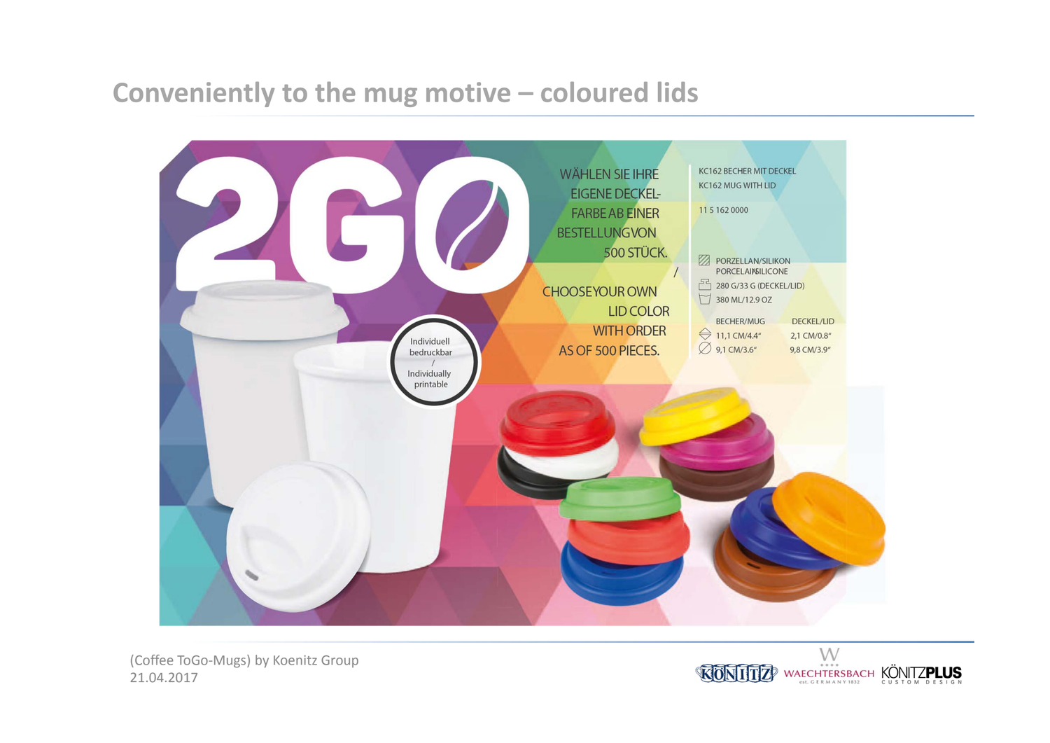# Conveniently to the mug motive – coloured lids

2GO

WÄHLEN SIE IHRE EIGENE DECKEL-FARBE AB EINER BESTELLUNG VON 500 STÜCK. / CHOOSE YOUR OWN LID COLOR WITH ORDER AS OF 500 PIECES.

Individuell bedruckbar / Individually printable

KC162 BECHER MIT DECKEL
KC162 MUG WITH LID

11 5 162 0000

PORZELLAN/SILIKON
PORCELAIN/SILICONE

280 G/33 G (DECKEL/LID)

380 ML/12.9 OZ

| | BECHER/MUG | DECKEL/LID |
|---|---|---|
| Height | 11,1 CM/4.4" | 2,1 CM/0.8" |
| Diameter | 9,1 CM/3.6" | 9,8 CM/3.9" |

(Coffee ToGo-Mugs) by Koenitz Group
21.04.2017

KÖNITZ · WAECHTERSBACH est. GERMANY 1832 · KÖNITZPLUS CUSTOM DESIGN